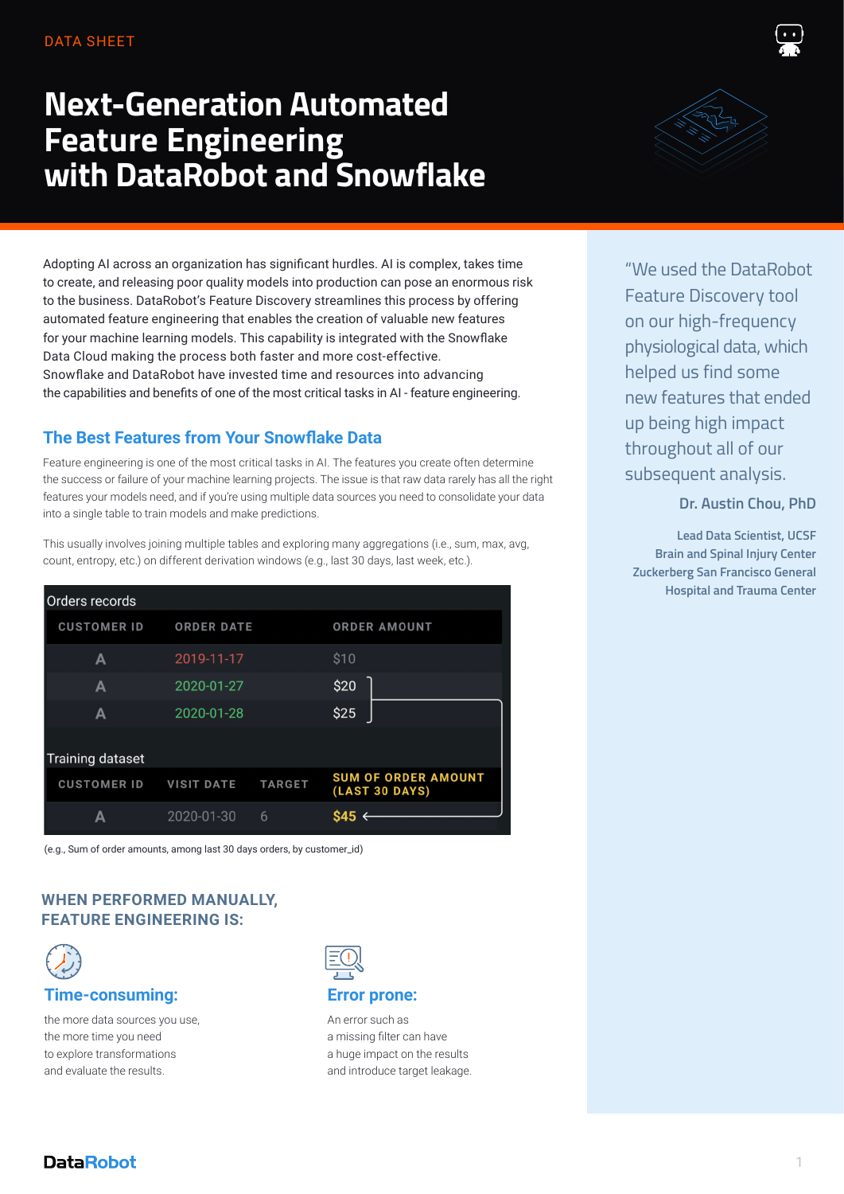DATA SHEET

# Next-Generation Automated Feature Engineering with DataRobot and Snowflake

Adopting AI across an organization has significant hurdles. AI is complex, takes time to create, and releasing poor quality models into production can pose an enormous risk to the business. DataRobot's Feature Discovery streamlines this process by offering automated feature engineering that enables the creation of valuable new features for your machine learning models. This capability is integrated with the Snowflake Data Cloud making the process both faster and more cost-effective. Snowflake and DataRobot have invested time and resources into advancing the capabilities and benefits of one of the most critical tasks in AI - feature engineering.

## The Best Features from Your Snowflake Data

Feature engineering is one of the most critical tasks in AI. The features you create often determine the success or failure of your machine learning projects. The issue is that raw data rarely has all the right features your models need, and if you're using multiple data sources you need to consolidate your data into a single table to train models and make predictions.

This usually involves joining multiple tables and exploring many aggregations (i.e., sum, max, avg, count, entropy, etc.) on different derivation windows (e.g., last 30 days, last week, etc.).

Orders records

| CUSTOMER ID | ORDER DATE | ORDER AMOUNT |
|---|---|---|
| A | 2019-11-17 | $10 |
| A | 2020-01-27 | $20 |
| A | 2020-01-28 | $25 |

Training dataset

| CUSTOMER ID | VISIT DATE | TARGET | SUM OF ORDER AMOUNT (LAST 30 DAYS) |
|---|---|---|---|
| A | 2020-01-30 | 6 | $45 |

(e.g., Sum of order amounts, among last 30 days orders, by customer_id)

### WHEN PERFORMED MANUALLY, FEATURE ENGINEERING IS:

**Time-consuming:**

the more data sources you use, the more time you need to explore transformations and evaluate the results.

**Error prone:**

An error such as a missing filter can have a huge impact on the results and introduce target leakage.

> "We used the DataRobot Feature Discovery tool on our high-frequency physiological data, which helped us find some new features that ended up being high impact throughout all of our subsequent analysis.
>
> **Dr. Austin Chou, PhD**
>
> Lead Data Scientist, UCSF Brain and Spinal Injury Center Zuckerberg San Francisco General Hospital and Trauma Center

DataRobot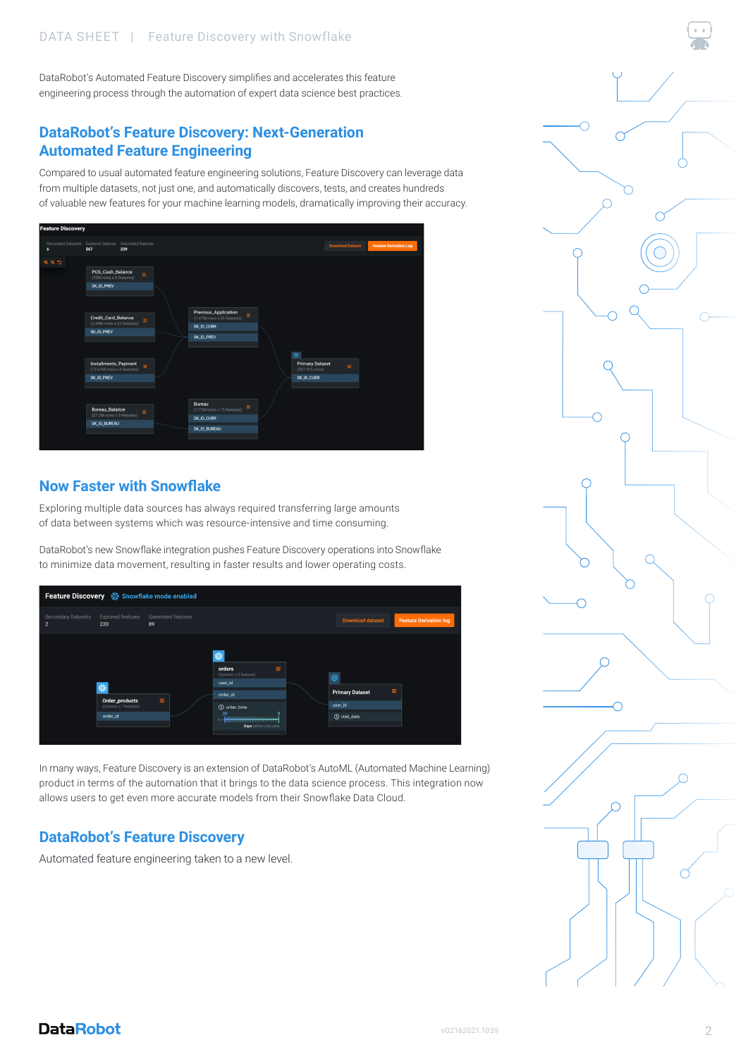DataRobot's Automated Feature Discovery simplifies and accelerates this feature engineering process through the automation of expert data science best practices.

## DataRobot's Feature Discovery: Next-Generation Automated Feature Engineering

Compared to usual automated feature engineering solutions, Feature Discovery can leverage data from multiple datasets, not just one, and automatically discovers, tests, and creates hundreds of valuable new features for your machine learning models, dramatically improving their accuracy.

## Now Faster with Snowflake

Exploring multiple data sources has always required transferring large amounts of data between systems which was resource-intensive and time consuming.

DataRobot's new Snowflake integration pushes Feature Discovery operations into Snowflake to minimize data movement, resulting in faster results and lower operating costs.

In many ways, Feature Discovery is an extension of DataRobot's AutoML (Automated Machine Learning) product in terms of the automation that it brings to the data science process. This integration now allows users to get even more accurate models from their Snowflake Data Cloud.

## DataRobot's Feature Discovery

Automated feature engineering taken to a new level.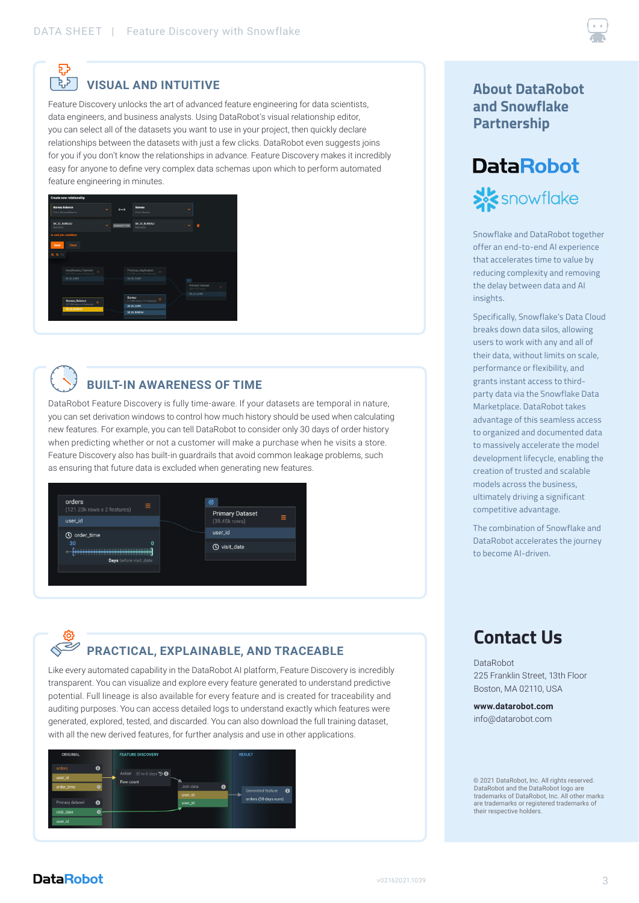## VISUAL AND INTUITIVE

Feature Discovery unlocks the art of advanced feature engineering for data scientists, data engineers, and business analysts. Using DataRobot's visual relationship editor, you can select all of the datasets you want to use in your project, then quickly declare relationships between the datasets with just a few clicks. DataRobot even suggests joins for you if you don't know the relationships in advance. Feature Discovery makes it incredibly easy for anyone to define very complex data schemas upon which to perform automated feature engineering in minutes.

## BUILT-IN AWARENESS OF TIME

DataRobot Feature Discovery is fully time-aware. If your datasets are temporal in nature, you can set derivation windows to control how much history should be used when calculating new features. For example, you can tell DataRobot to consider only 30 days of order history when predicting whether or not a customer will make a purchase when he visits a store. Feature Discovery also has built-in guardrails that avoid common leakage problems, such as ensuring that future data is excluded when generating new features.

## PRACTICAL, EXPLAINABLE, AND TRACEABLE

Like every automated capability in the DataRobot AI platform, Feature Discovery is incredibly transparent. You can visualize and explore every feature generated to understand predictive potential. Full lineage is also available for every feature and is created for traceability and auditing purposes. You can access detailed logs to understand exactly which features were generated, explored, tested, and discarded. You can also download the full training dataset, with all the new derived features, for further analysis and use in other applications.

## About DataRobot and Snowflake Partnership

Snowflake and DataRobot together offer an end-to-end AI experience that accelerates time to value by reducing complexity and removing the delay between data and AI insights.

Specifically, Snowflake's Data Cloud breaks down data silos, allowing users to work with any and all of their data, without limits on scale, performance or flexibility, and grants instant access to third-party data via the Snowflake Data Marketplace. DataRobot takes advantage of this seamless access to organized and documented data to massively accelerate the model development lifecycle, enabling the creation of trusted and scalable models across the business, ultimately driving a significant competitive advantage.

The combination of Snowflake and DataRobot accelerates the journey to become AI-driven.

## Contact Us

DataRobot
225 Franklin Street, 13th Floor
Boston, MA 02110, USA

**www.datarobot.com**
info@datarobot.com

© 2021 DataRobot, Inc. All rights reserved. DataRobot and the DataRobot logo are trademarks of DataRobot, Inc. All other marks are trademarks or registered trademarks of their respective holders.

v02162021.1039